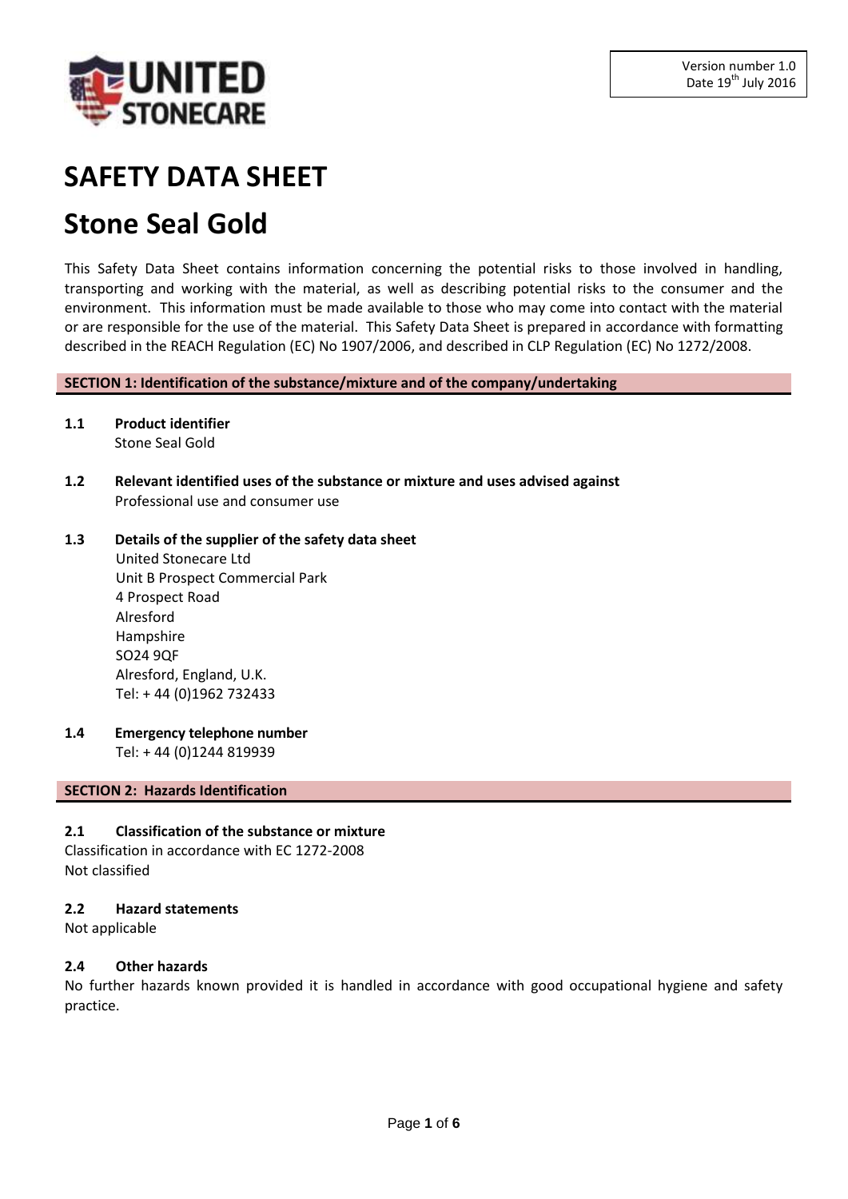Version number 1.0
Date 19th July 2016

# SAFETY DATA SHEET

# Stone Seal Gold

This Safety Data Sheet contains information concerning the potential risks to those involved in handling, transporting and working with the material, as well as describing potential risks to the consumer and the environment. This information must be made available to those who may come into contact with the material or are responsible for the use of the material. This Safety Data Sheet is prepared in accordance with formatting described in the REACH Regulation (EC) No 1907/2006, and described in CLP Regulation (EC) No 1272/2008.

## SECTION 1: Identification of the substance/mixture and of the company/undertaking

**1.1 Product identifier**
Stone Seal Gold

**1.2 Relevant identified uses of the substance or mixture and uses advised against**
Professional use and consumer use

**1.3 Details of the supplier of the safety data sheet**
United Stonecare Ltd
Unit B Prospect Commercial Park
4 Prospect Road
Alresford
Hampshire
SO24 9QF
Alresford, England, U.K.
Tel: + 44 (0)1962 732433

**1.4 Emergency telephone number**
Tel: + 44 (0)1244 819939

## SECTION 2: Hazards Identification

**2.1 Classification of the substance or mixture**
Classification in accordance with EC 1272-2008
Not classified

**2.2 Hazard statements**
Not applicable

**2.4 Other hazards**
No further hazards known provided it is handled in accordance with good occupational hygiene and safety practice.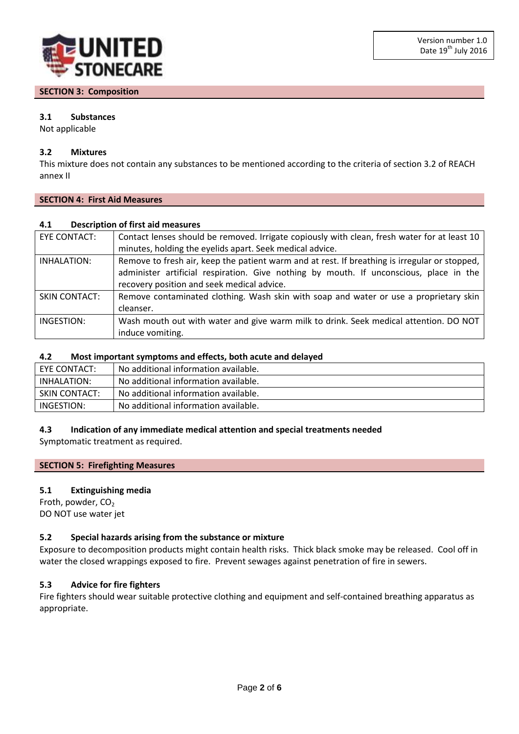## SECTION 3: Composition

### 3.1 Substances

Not applicable

### 3.2 Mixtures

This mixture does not contain any substances to be mentioned according to the criteria of section 3.2 of REACH annex II

## SECTION 4: First Aid Measures

### 4.1 Description of first aid measures

| | |
|---|---|
| EYE CONTACT: | Contact lenses should be removed. Irrigate copiously with clean, fresh water for at least 10 minutes, holding the eyelids apart. Seek medical advice. |
| INHALATION: | Remove to fresh air, keep the patient warm and at rest. If breathing is irregular or stopped, administer artificial respiration. Give nothing by mouth. If unconscious, place in the recovery position and seek medical advice. |
| SKIN CONTACT: | Remove contaminated clothing. Wash skin with soap and water or use a proprietary skin cleanser. |
| INGESTION: | Wash mouth out with water and give warm milk to drink. Seek medical attention. DO NOT induce vomiting. |

### 4.2 Most important symptoms and effects, both acute and delayed

| | |
|---|---|
| EYE CONTACT: | No additional information available. |
| INHALATION: | No additional information available. |
| SKIN CONTACT: | No additional information available. |
| INGESTION: | No additional information available. |

### 4.3 Indication of any immediate medical attention and special treatments needed

Symptomatic treatment as required.

## SECTION 5: Firefighting Measures

### 5.1 Extinguishing media

Froth, powder, $CO_2$
DO NOT use water jet

### 5.2 Special hazards arising from the substance or mixture

Exposure to decomposition products might contain health risks. Thick black smoke may be released. Cool off in water the closed wrappings exposed to fire. Prevent sewages against penetration of fire in sewers.

### 5.3 Advice for fire fighters

Fire fighters should wear suitable protective clothing and equipment and self-contained breathing apparatus as appropriate.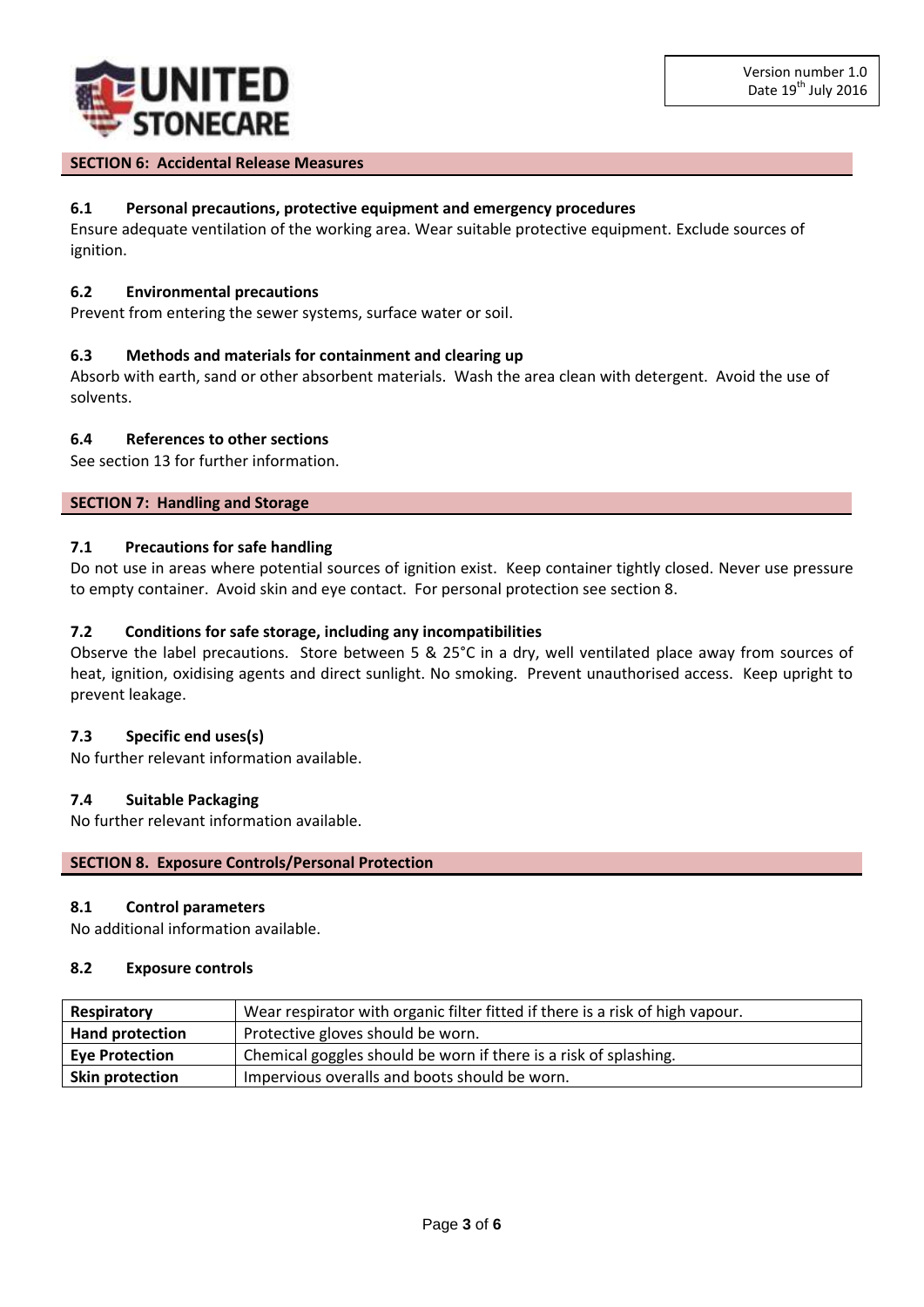## SECTION 6: Accidental Release Measures

### 6.1 Personal precautions, protective equipment and emergency procedures

Ensure adequate ventilation of the working area. Wear suitable protective equipment. Exclude sources of ignition.

### 6.2 Environmental precautions

Prevent from entering the sewer systems, surface water or soil.

### 6.3 Methods and materials for containment and clearing up

Absorb with earth, sand or other absorbent materials. Wash the area clean with detergent. Avoid the use of solvents.

### 6.4 References to other sections

See section 13 for further information.

## SECTION 7: Handling and Storage

### 7.1 Precautions for safe handling

Do not use in areas where potential sources of ignition exist. Keep container tightly closed. Never use pressure to empty container. Avoid skin and eye contact. For personal protection see section 8.

### 7.2 Conditions for safe storage, including any incompatibilities

Observe the label precautions. Store between 5 & 25°C in a dry, well ventilated place away from sources of heat, ignition, oxidising agents and direct sunlight. No smoking. Prevent unauthorised access. Keep upright to prevent leakage.

### 7.3 Specific end uses(s)

No further relevant information available.

### 7.4 Suitable Packaging

No further relevant information available.

## SECTION 8. Exposure Controls/Personal Protection

### 8.1 Control parameters

No additional information available.

### 8.2 Exposure controls

| | |
|---|---|
| **Respiratory** | Wear respirator with organic filter fitted if there is a risk of high vapour. |
| **Hand protection** | Protective gloves should be worn. |
| **Eye Protection** | Chemical goggles should be worn if there is a risk of splashing. |
| **Skin protection** | Impervious overalls and boots should be worn. |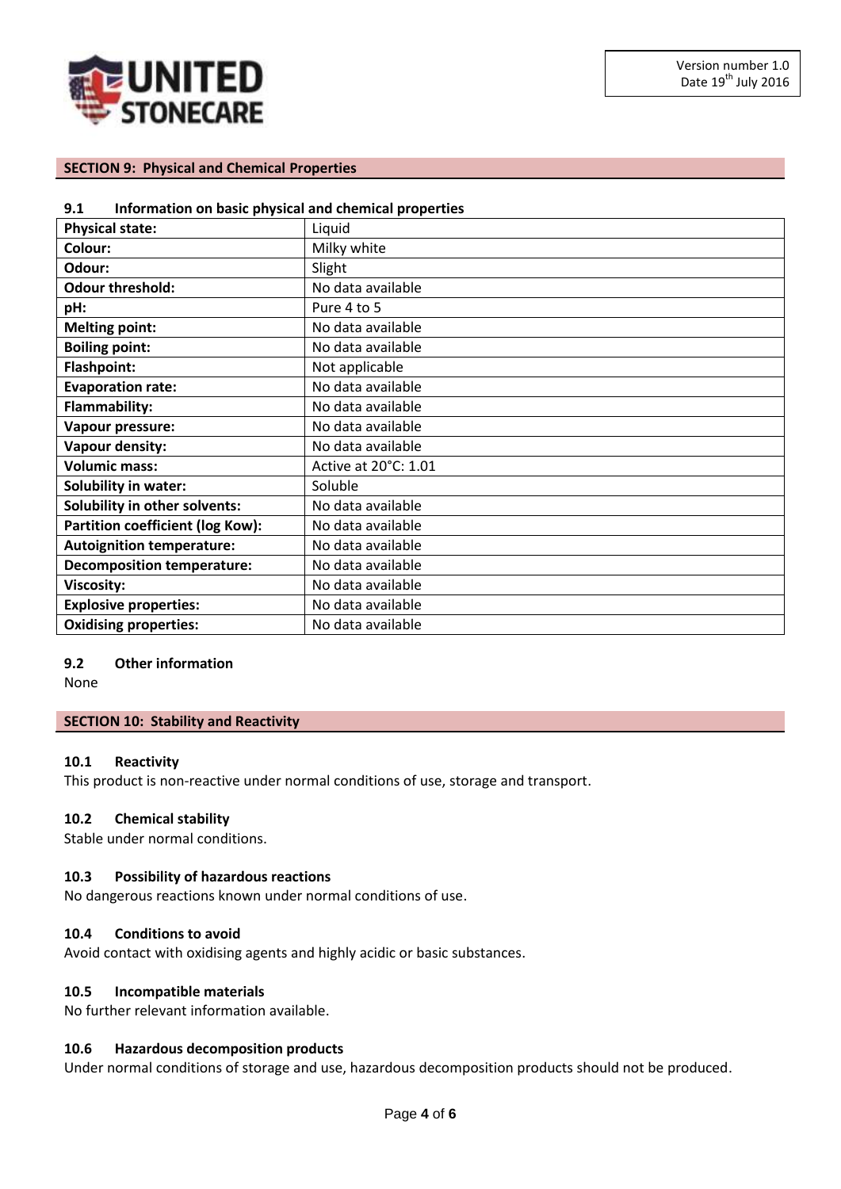## SECTION 9: Physical and Chemical Properties

### 9.1 Information on basic physical and chemical properties

| **Physical state:** | Liquid |
|---|---|
| **Colour:** | Milky white |
| **Odour:** | Slight |
| **Odour threshold:** | No data available |
| **pH:** | Pure 4 to 5 |
| **Melting point:** | No data available |
| **Boiling point:** | No data available |
| **Flashpoint:** | Not applicable |
| **Evaporation rate:** | No data available |
| **Flammability:** | No data available |
| **Vapour pressure:** | No data available |
| **Vapour density:** | No data available |
| **Volumic mass:** | Active at 20°C: 1.01 |
| **Solubility in water:** | Soluble |
| **Solubility in other solvents:** | No data available |
| **Partition coefficient (log Kow):** | No data available |
| **Autoignition temperature:** | No data available |
| **Decomposition temperature:** | No data available |
| **Viscosity:** | No data available |
| **Explosive properties:** | No data available |
| **Oxidising properties:** | No data available |

### 9.2 Other information

None

## SECTION 10: Stability and Reactivity

### 10.1 Reactivity

This product is non-reactive under normal conditions of use, storage and transport.

### 10.2 Chemical stability

Stable under normal conditions.

### 10.3 Possibility of hazardous reactions

No dangerous reactions known under normal conditions of use.

### 10.4 Conditions to avoid

Avoid contact with oxidising agents and highly acidic or basic substances.

### 10.5 Incompatible materials

No further relevant information available.

### 10.6 Hazardous decomposition products

Under normal conditions of storage and use, hazardous decomposition products should not be produced.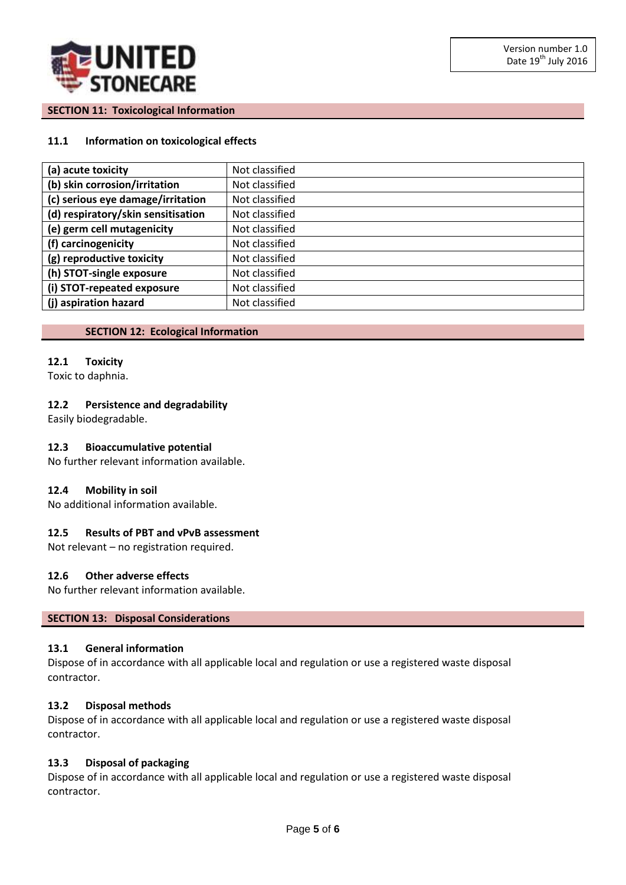## SECTION 11: Toxicological Information

### 11.1 Information on toxicological effects

| | |
|---|---|
| **(a) acute toxicity** | Not classified |
| **(b) skin corrosion/irritation** | Not classified |
| **(c) serious eye damage/irritation** | Not classified |
| **(d) respiratory/skin sensitisation** | Not classified |
| **(e) germ cell mutagenicity** | Not classified |
| **(f) carcinogenicity** | Not classified |
| **(g) reproductive toxicity** | Not classified |
| **(h) STOT-single exposure** | Not classified |
| **(i) STOT-repeated exposure** | Not classified |
| **(j) aspiration hazard** | Not classified |

## SECTION 12: Ecological Information

### 12.1 Toxicity

Toxic to daphnia.

### 12.2 Persistence and degradability

Easily biodegradable.

### 12.3 Bioaccumulative potential

No further relevant information available.

### 12.4 Mobility in soil

No additional information available.

### 12.5 Results of PBT and vPvB assessment

Not relevant – no registration required.

### 12.6 Other adverse effects

No further relevant information available.

## SECTION 13: Disposal Considerations

### 13.1 General information

Dispose of in accordance with all applicable local and regulation or use a registered waste disposal contractor.

### 13.2 Disposal methods

Dispose of in accordance with all applicable local and regulation or use a registered waste disposal contractor.

### 13.3 Disposal of packaging

Dispose of in accordance with all applicable local and regulation or use a registered waste disposal contractor.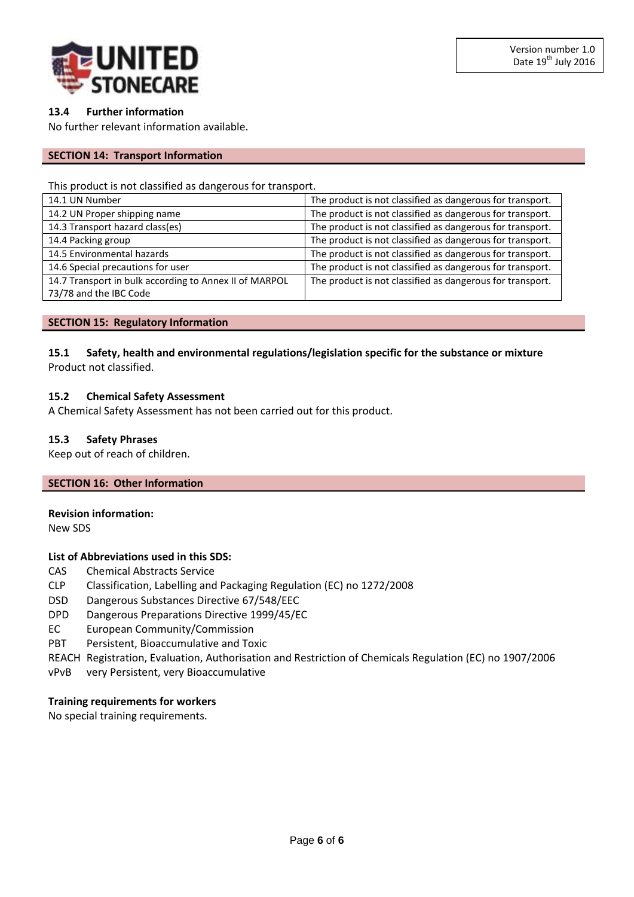### 13.4 Further information

No further relevant information available.

## SECTION 14: Transport Information

This product is not classified as dangerous for transport.

| | |
|---|---|
| 14.1 UN Number | The product is not classified as dangerous for transport. |
| 14.2 UN Proper shipping name | The product is not classified as dangerous for transport. |
| 14.3 Transport hazard class(es) | The product is not classified as dangerous for transport. |
| 14.4 Packing group | The product is not classified as dangerous for transport. |
| 14.5 Environmental hazards | The product is not classified as dangerous for transport. |
| 14.6 Special precautions for user | The product is not classified as dangerous for transport. |
| 14.7 Transport in bulk according to Annex II of MARPOL 73/78 and the IBC Code | The product is not classified as dangerous for transport. |

## SECTION 15: Regulatory Information

### 15.1 Safety, health and environmental regulations/legislation specific for the substance or mixture

Product not classified.

### 15.2 Chemical Safety Assessment

A Chemical Safety Assessment has not been carried out for this product.

### 15.3 Safety Phrases

Keep out of reach of children.

## SECTION 16: Other Information

**Revision information:**

New SDS

**List of Abbreviations used in this SDS:**

- CAS Chemical Abstracts Service
- CLP Classification, Labelling and Packaging Regulation (EC) no 1272/2008
- DSD Dangerous Substances Directive 67/548/EEC
- DPD Dangerous Preparations Directive 1999/45/EC
- EC European Community/Commission
- PBT Persistent, Bioaccumulative and Toxic
- REACH Registration, Evaluation, Authorisation and Restriction of Chemicals Regulation (EC) no 1907/2006
- vPvB very Persistent, very Bioaccumulative

**Training requirements for workers**

No special training requirements.